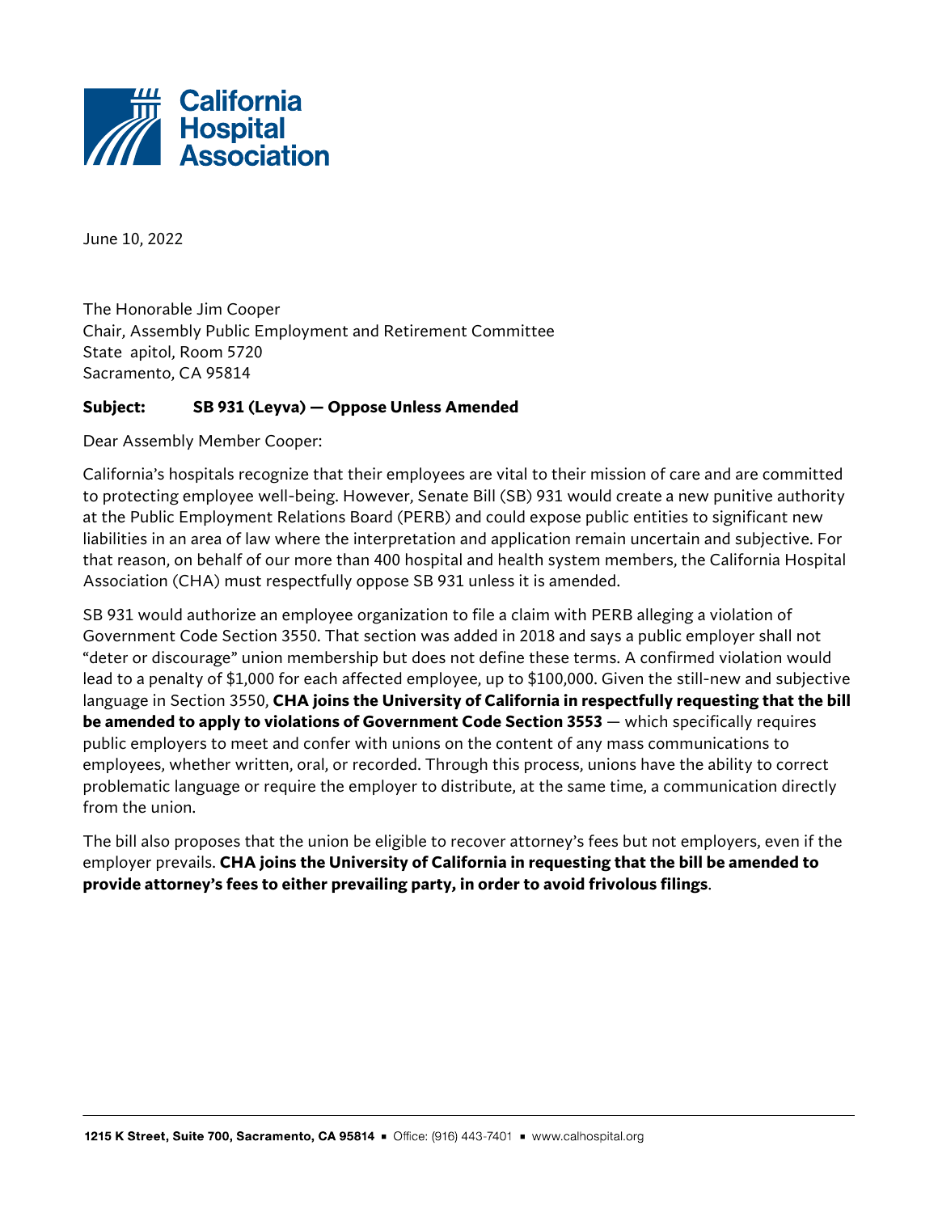California Hospital Association

June 10, 2022

The Honorable Jim Cooper
Chair, Assembly Public Employment and Retirement Committee
State apitol, Room 5720
Sacramento, CA 95814

**Subject: SB 931 (Leyva) — Oppose Unless Amended**

Dear Assembly Member Cooper:

California's hospitals recognize that their employees are vital to their mission of care and are committed to protecting employee well-being. However, Senate Bill (SB) 931 would create a new punitive authority at the Public Employment Relations Board (PERB) and could expose public entities to significant new liabilities in an area of law where the interpretation and application remain uncertain and subjective. For that reason, on behalf of our more than 400 hospital and health system members, the California Hospital Association (CHA) must respectfully oppose SB 931 unless it is amended.

SB 931 would authorize an employee organization to file a claim with PERB alleging a violation of Government Code Section 3550. That section was added in 2018 and says a public employer shall not "deter or discourage" union membership but does not define these terms. A confirmed violation would lead to a penalty of $1,000 for each affected employee, up to $100,000. Given the still-new and subjective language in Section 3550, **CHA joins the University of California in respectfully requesting that the bill be amended to apply to violations of Government Code Section 3553** — which specifically requires public employers to meet and confer with unions on the content of any mass communications to employees, whether written, oral, or recorded. Through this process, unions have the ability to correct problematic language or require the employer to distribute, at the same time, a communication directly from the union.

The bill also proposes that the union be eligible to recover attorney's fees but not employers, even if the employer prevails. **CHA joins the University of California in requesting that the bill be amended to provide attorney's fees to either prevailing party, in order to avoid frivolous filings**.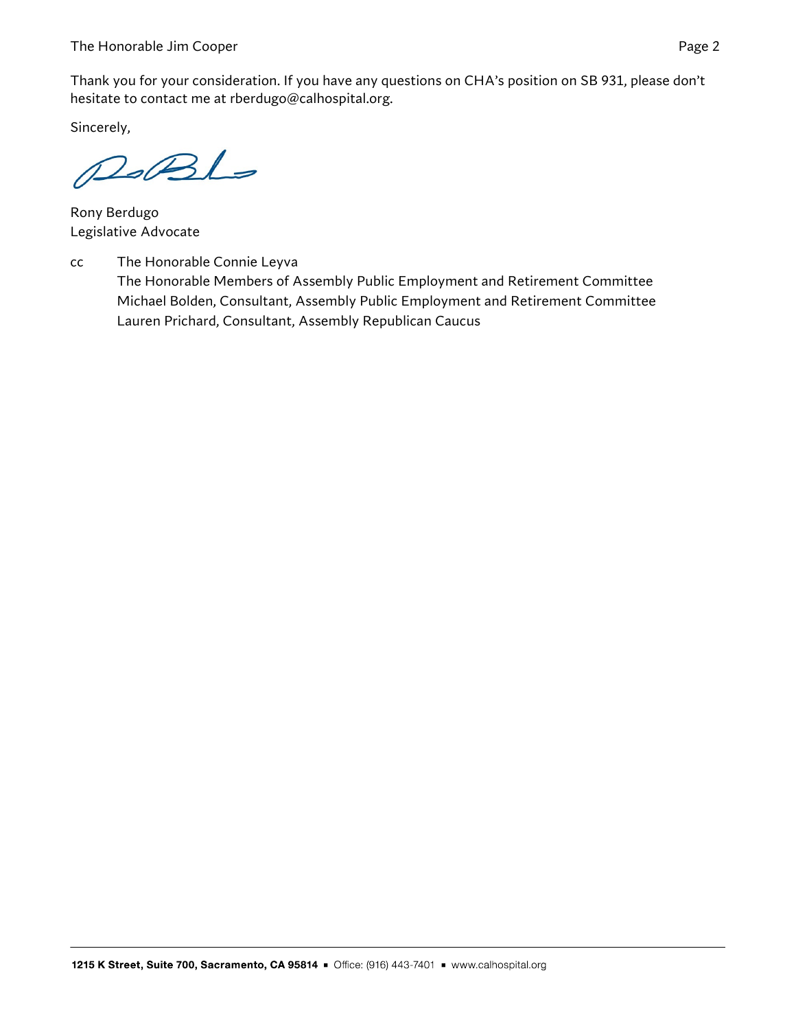Thank you for your consideration. If you have any questions on CHA's position on SB 931, please don't hesitate to contact me at rberdugo@calhospital.org.

Sincerely,

Rony Berdugo
Legislative Advocate

cc The Honorable Connie Leyva
The Honorable Members of Assembly Public Employment and Retirement Committee
Michael Bolden, Consultant, Assembly Public Employment and Retirement Committee
Lauren Prichard, Consultant, Assembly Republican Caucus

**1215 K Street, Suite 700, Sacramento, CA 95814** ▪ Office: (916) 443-7401 ▪ www.calhospital.org